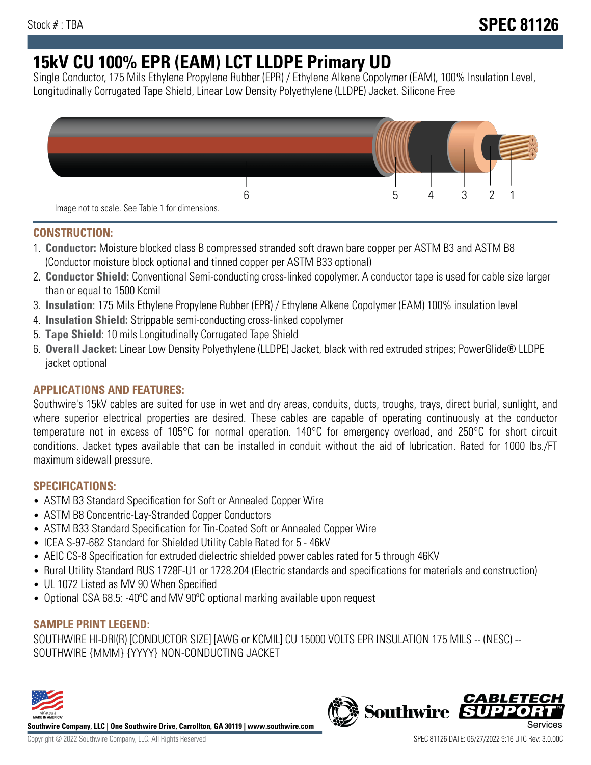Stock # : TBA

# SPEC 81126

# 15kV CU 100% EPR (EAM) LCT LLDPE Primary UD

Single Conductor, 175 Mils Ethylene Propylene Rubber (EPR) / Ethylene Alkene Copolymer (EAM), 100% Insulation Level, Longitudinally Corrugated Tape Shield, Linear Low Density Polyethylene (LLDPE) Jacket. Silicone Free

6 5 4 3 2 1

Image not to scale. See Table 1 for dimensions.

## CONSTRUCTION:

1. **Conductor:** Moisture blocked class B compressed stranded soft drawn bare copper per ASTM B3 and ASTM B8 (Conductor moisture block optional and tinned copper per ASTM B33 optional)
2. **Conductor Shield:** Conventional Semi-conducting cross-linked copolymer. A conductor tape is used for cable size larger than or equal to 1500 Kcmil
3. **Insulation:** 175 Mils Ethylene Propylene Rubber (EPR) / Ethylene Alkene Copolymer (EAM) 100% insulation level
4. **Insulation Shield:** Strippable semi-conducting cross-linked copolymer
5. **Tape Shield:** 10 mils Longitudinally Corrugated Tape Shield
6. **Overall Jacket:** Linear Low Density Polyethylene (LLDPE) Jacket, black with red extruded stripes; PowerGlide® LLDPE jacket optional

## APPLICATIONS AND FEATURES:

Southwire's 15kV cables are suited for use in wet and dry areas, conduits, ducts, troughs, trays, direct burial, sunlight, and where superior electrical properties are desired. These cables are capable of operating continuously at the conductor temperature not in excess of 105°C for normal operation. 140°C for emergency overload, and 250°C for short circuit conditions. Jacket types available that can be installed in conduit without the aid of lubrication. Rated for 1000 lbs./FT maximum sidewall pressure.

## SPECIFICATIONS:

- ASTM B3 Standard Specification for Soft or Annealed Copper Wire
- ASTM B8 Concentric-Lay-Stranded Copper Conductors
- ASTM B33 Standard Specification for Tin-Coated Soft or Annealed Copper Wire
- ICEA S-97-682 Standard for Shielded Utility Cable Rated for 5 - 46kV
- AEIC CS-8 Specification for extruded dielectric shielded power cables rated for 5 through 46KV
- Rural Utility Standard RUS 1728F-U1 or 1728.204 (Electric standards and specifications for materials and construction)
- UL 1072 Listed as MV 90 When Specified
- Optional CSA 68.5: -40ºC and MV 90ºC optional marking available upon request

## SAMPLE PRINT LEGEND:

SOUTHWIRE HI-DRI(R) [CONDUCTOR SIZE] [AWG or KCMIL] CU 15000 VOLTS EPR INSULATION 175 MILS -- (NESC) -- SOUTHWIRE {MMM} {YYYY} NON-CONDUCTING JACKET

**Southwire Company, LLC | One Southwire Drive, Carrollton, GA 30119 | www.southwire.com**

Copyright © 2022 Southwire Company, LLC. All Rights Reserved

SPEC 81126 DATE: 06/27/2022 9:16 UTC Rev: 3.0.00C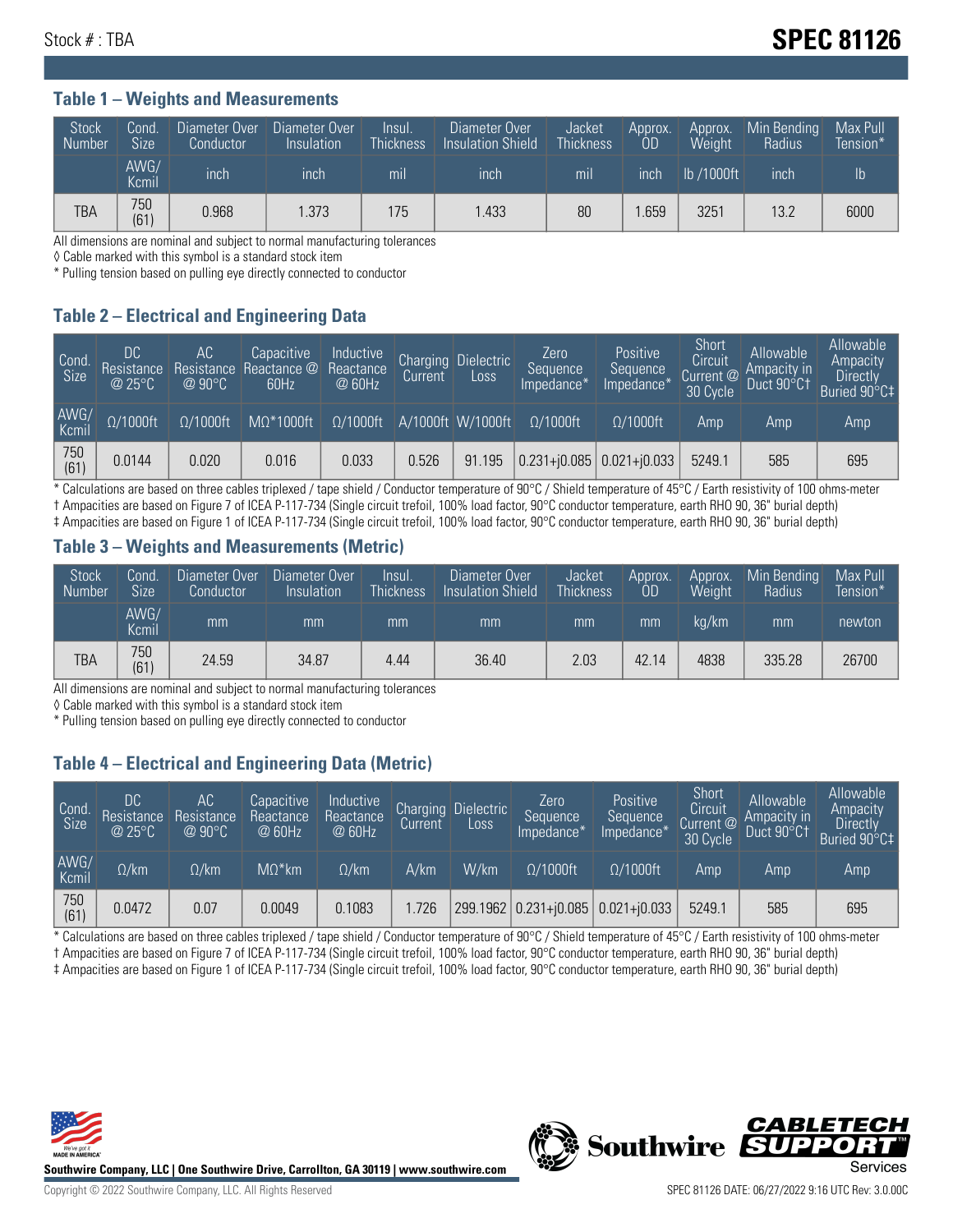Stock # : TBA

# SPEC 81126

## Table 1 – Weights and Measurements

| Stock Number | Cond. Size | Diameter Over Conductor | Diameter Over Insulation | Insul. Thickness | Diameter Over Insulation Shield | Jacket Thickness | Approx. OD | Approx. Weight | Min Bending Radius | Max Pull Tension* |
|---|---|---|---|---|---|---|---|---|---|---|
| | AWG/ Kcmil | inch | inch | mil | inch | mil | inch | lb /1000ft | inch | lb |
| TBA | 750 (61) | 0.968 | 1.373 | 175 | 1.433 | 80 | 1.659 | 3251 | 13.2 | 6000 |

All dimensions are nominal and subject to normal manufacturing tolerances

◊ Cable marked with this symbol is a standard stock item

* Pulling tension based on pulling eye directly connected to conductor

## Table 2 – Electrical and Engineering Data

| Cond. Size | DC Resistance @ 25°C | AC Resistance @ 90°C | Capacitive Reactance @ 60Hz | Inductive Reactance @ 60Hz | Charging Current | Dielectric Loss | Zero Sequence Impedance* | Positive Sequence Impedance* | Short Circuit Current @ 30 Cycle | Allowable Ampacity in Duct 90°C† | Allowable Ampacity Directly Buried 90°C‡ |
|---|---|---|---|---|---|---|---|---|---|---|---|
| AWG/ Kcmil | Ω/1000ft | Ω/1000ft | MΩ*1000ft | Ω/1000ft | A/1000ft | W/1000ft | Ω/1000ft | Ω/1000ft | Amp | Amp | Amp |
| 750 (61) | 0.0144 | 0.020 | 0.016 | 0.033 | 0.526 | 91.195 | 0.231+j0.085 | 0.021+j0.033 | 5249.1 | 585 | 695 |

* Calculations are based on three cables triplexed / tape shield / Conductor temperature of 90°C / Shield temperature of 45°C / Earth resistivity of 100 ohms-meter

† Ampacities are based on Figure 7 of ICEA P-117-734 (Single circuit trefoil, 100% load factor, 90°C conductor temperature, earth RHO 90, 36" burial depth)

‡ Ampacities are based on Figure 1 of ICEA P-117-734 (Single circuit trefoil, 100% load factor, 90°C conductor temperature, earth RHO 90, 36" burial depth)

## Table 3 – Weights and Measurements (Metric)

| Stock Number | Cond. Size | Diameter Over Conductor | Diameter Over Insulation | Insul. Thickness | Diameter Over Insulation Shield | Jacket Thickness | Approx. OD | Approx. Weight | Min Bending Radius | Max Pull Tension* |
|---|---|---|---|---|---|---|---|---|---|---|
| | AWG/ Kcmil | mm | mm | mm | mm | mm | mm | kg/km | mm | newton |
| TBA | 750 (61) | 24.59 | 34.87 | 4.44 | 36.40 | 2.03 | 42.14 | 4838 | 335.28 | 26700 |

All dimensions are nominal and subject to normal manufacturing tolerances

◊ Cable marked with this symbol is a standard stock item

* Pulling tension based on pulling eye directly connected to conductor

## Table 4 – Electrical and Engineering Data (Metric)

| Cond. Size | DC Resistance @ 25°C | AC Resistance @ 90°C | Capacitive Reactance @ 60Hz | Inductive Reactance @ 60Hz | Charging Current | Dielectric Loss | Zero Sequence Impedance* | Positive Sequence Impedance* | Short Circuit Current @ 30 Cycle | Allowable Ampacity in Duct 90°C† | Allowable Ampacity Directly Buried 90°C‡ |
|---|---|---|---|---|---|---|---|---|---|---|---|
| AWG/ Kcmil | Ω/km | Ω/km | MΩ*km | Ω/km | A/km | W/km | Ω/1000ft | Ω/1000ft | Amp | Amp | Amp |
| 750 (61) | 0.0472 | 0.07 | 0.0049 | 0.1083 | 1.726 | 299.1962 | 0.231+j0.085 | 0.021+j0.033 | 5249.1 | 585 | 695 |

* Calculations are based on three cables triplexed / tape shield / Conductor temperature of 90°C / Shield temperature of 45°C / Earth resistivity of 100 ohms-meter

† Ampacities are based on Figure 7 of ICEA P-117-734 (Single circuit trefoil, 100% load factor, 90°C conductor temperature, earth RHO 90, 36" burial depth)

‡ Ampacities are based on Figure 1 of ICEA P-117-734 (Single circuit trefoil, 100% load factor, 90°C conductor temperature, earth RHO 90, 36" burial depth)

Southwire Company, LLC | One Southwire Drive, Carrollton, GA 30119 | www.southwire.com

Copyright © 2022 Southwire Company, LLC. All Rights Reserved

SPEC 81126 DATE: 06/27/2022 9:16 UTC Rev: 3.0.00C